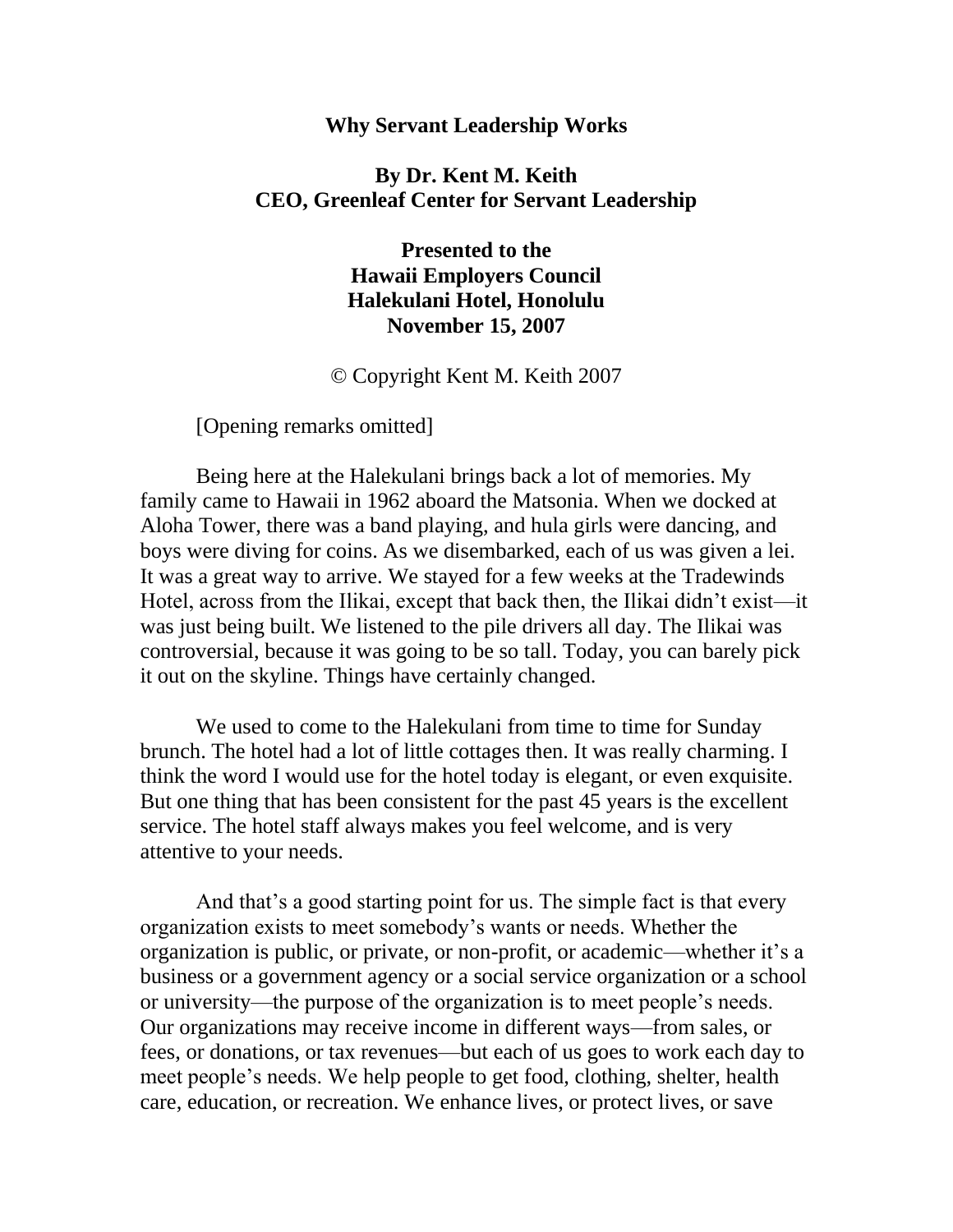# Why Servant Leadership Works

**By Dr. Kent M. Keith**
**CEO, Greenleaf Center for Servant Leadership**

**Presented to the**
**Hawaii Employers Council**
**Halekulani Hotel, Honolulu**
**November 15, 2007**

© Copyright Kent M. Keith 2007

[Opening remarks omitted]

Being here at the Halekulani brings back a lot of memories. My family came to Hawaii in 1962 aboard the Matsonia. When we docked at Aloha Tower, there was a band playing, and hula girls were dancing, and boys were diving for coins. As we disembarked, each of us was given a lei. It was a great way to arrive. We stayed for a few weeks at the Tradewinds Hotel, across from the Ilikai, except that back then, the Ilikai didn't exist—it was just being built. We listened to the pile drivers all day. The Ilikai was controversial, because it was going to be so tall. Today, you can barely pick it out on the skyline. Things have certainly changed.

We used to come to the Halekulani from time to time for Sunday brunch. The hotel had a lot of little cottages then. It was really charming. I think the word I would use for the hotel today is elegant, or even exquisite. But one thing that has been consistent for the past 45 years is the excellent service. The hotel staff always makes you feel welcome, and is very attentive to your needs.

And that's a good starting point for us. The simple fact is that every organization exists to meet somebody's wants or needs. Whether the organization is public, or private, or non-profit, or academic—whether it's a business or a government agency or a social service organization or a school or university—the purpose of the organization is to meet people's needs. Our organizations may receive income in different ways—from sales, or fees, or donations, or tax revenues—but each of us goes to work each day to meet people's needs. We help people to get food, clothing, shelter, health care, education, or recreation. We enhance lives, or protect lives, or save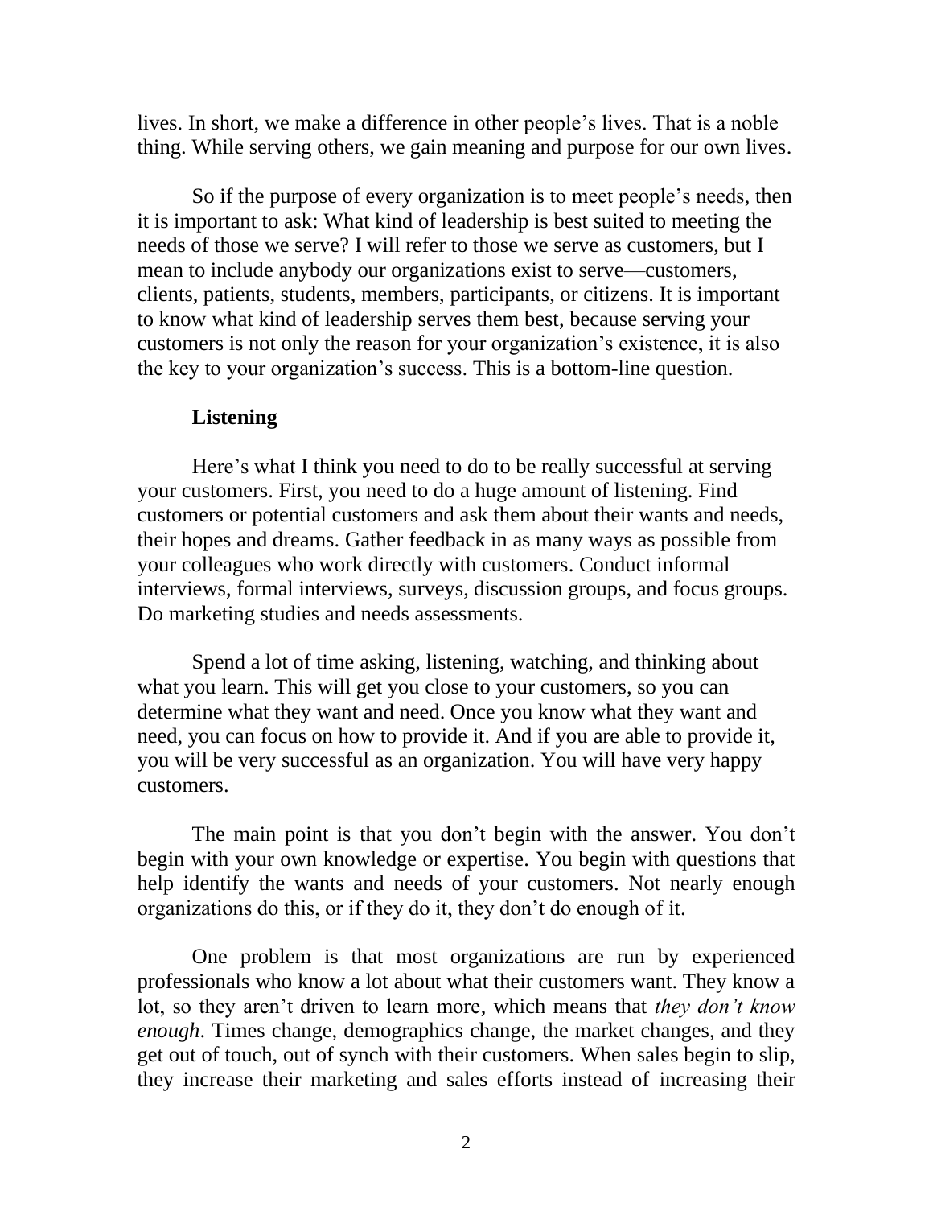lives. In short, we make a difference in other people's lives. That is a noble thing. While serving others, we gain meaning and purpose for our own lives.

So if the purpose of every organization is to meet people's needs, then it is important to ask: What kind of leadership is best suited to meeting the needs of those we serve? I will refer to those we serve as customers, but I mean to include anybody our organizations exist to serve—customers, clients, patients, students, members, participants, or citizens. It is important to know what kind of leadership serves them best, because serving your customers is not only the reason for your organization's existence, it is also the key to your organization's success. This is a bottom-line question.

### Listening

Here's what I think you need to do to be really successful at serving your customers. First, you need to do a huge amount of listening. Find customers or potential customers and ask them about their wants and needs, their hopes and dreams. Gather feedback in as many ways as possible from your colleagues who work directly with customers. Conduct informal interviews, formal interviews, surveys, discussion groups, and focus groups. Do marketing studies and needs assessments.

Spend a lot of time asking, listening, watching, and thinking about what you learn. This will get you close to your customers, so you can determine what they want and need. Once you know what they want and need, you can focus on how to provide it. And if you are able to provide it, you will be very successful as an organization. You will have very happy customers.

The main point is that you don't begin with the answer. You don't begin with your own knowledge or expertise. You begin with questions that help identify the wants and needs of your customers. Not nearly enough organizations do this, or if they do it, they don't do enough of it.

One problem is that most organizations are run by experienced professionals who know a lot about what their customers want. They know a lot, so they aren't driven to learn more, which means that *they don't know enough*. Times change, demographics change, the market changes, and they get out of touch, out of synch with their customers. When sales begin to slip, they increase their marketing and sales efforts instead of increasing their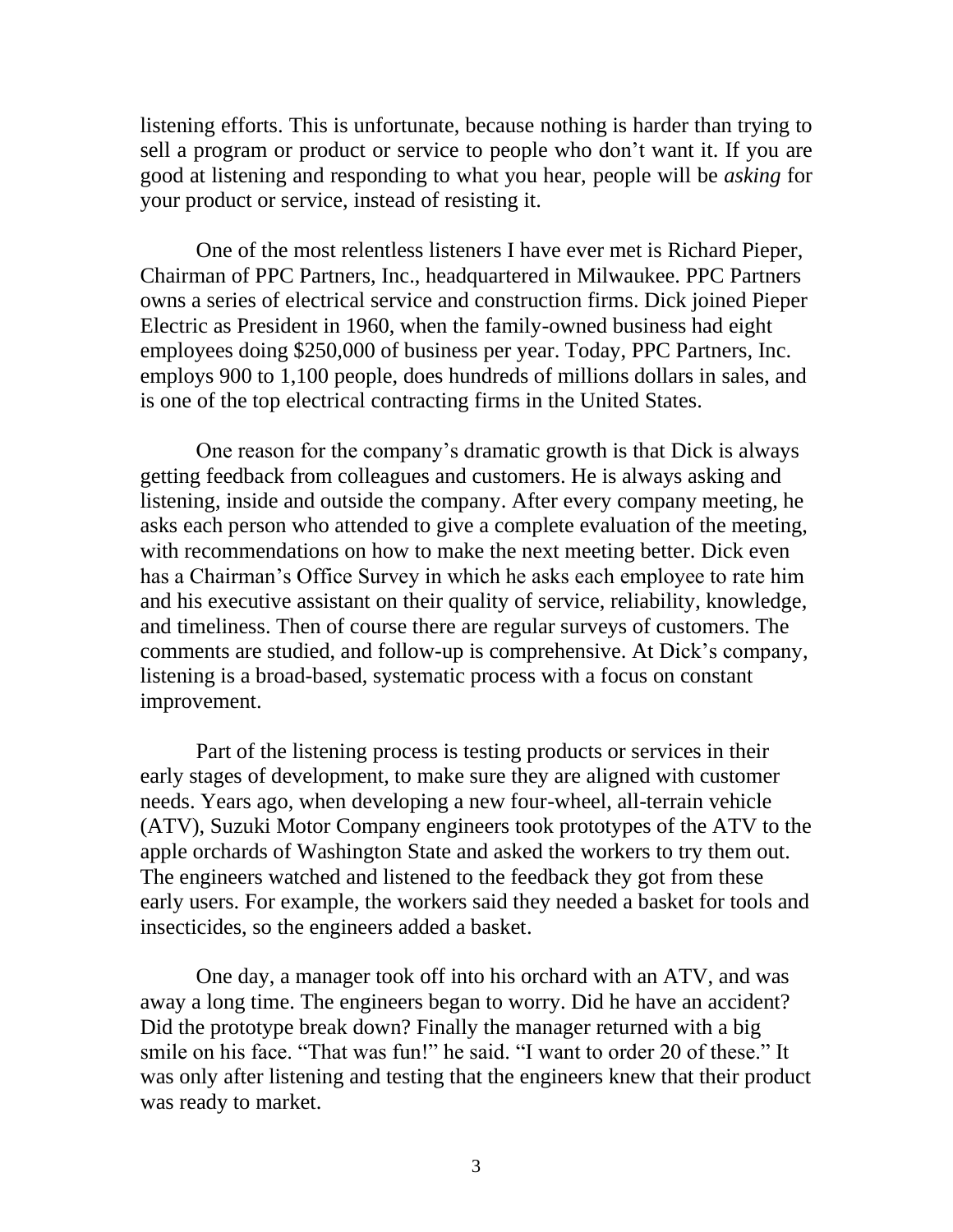listening efforts. This is unfortunate, because nothing is harder than trying to sell a program or product or service to people who don't want it. If you are good at listening and responding to what you hear, people will be *asking* for your product or service, instead of resisting it.

One of the most relentless listeners I have ever met is Richard Pieper, Chairman of PPC Partners, Inc., headquartered in Milwaukee. PPC Partners owns a series of electrical service and construction firms. Dick joined Pieper Electric as President in 1960, when the family-owned business had eight employees doing $250,000 of business per year. Today, PPC Partners, Inc. employs 900 to 1,100 people, does hundreds of millions dollars in sales, and is one of the top electrical contracting firms in the United States.

One reason for the company's dramatic growth is that Dick is always getting feedback from colleagues and customers. He is always asking and listening, inside and outside the company. After every company meeting, he asks each person who attended to give a complete evaluation of the meeting, with recommendations on how to make the next meeting better. Dick even has a Chairman's Office Survey in which he asks each employee to rate him and his executive assistant on their quality of service, reliability, knowledge, and timeliness. Then of course there are regular surveys of customers. The comments are studied, and follow-up is comprehensive. At Dick's company, listening is a broad-based, systematic process with a focus on constant improvement.

Part of the listening process is testing products or services in their early stages of development, to make sure they are aligned with customer needs. Years ago, when developing a new four-wheel, all-terrain vehicle (ATV), Suzuki Motor Company engineers took prototypes of the ATV to the apple orchards of Washington State and asked the workers to try them out. The engineers watched and listened to the feedback they got from these early users. For example, the workers said they needed a basket for tools and insecticides, so the engineers added a basket.

One day, a manager took off into his orchard with an ATV, and was away a long time. The engineers began to worry. Did he have an accident? Did the prototype break down? Finally the manager returned with a big smile on his face. "That was fun!" he said. "I want to order 20 of these." It was only after listening and testing that the engineers knew that their product was ready to market.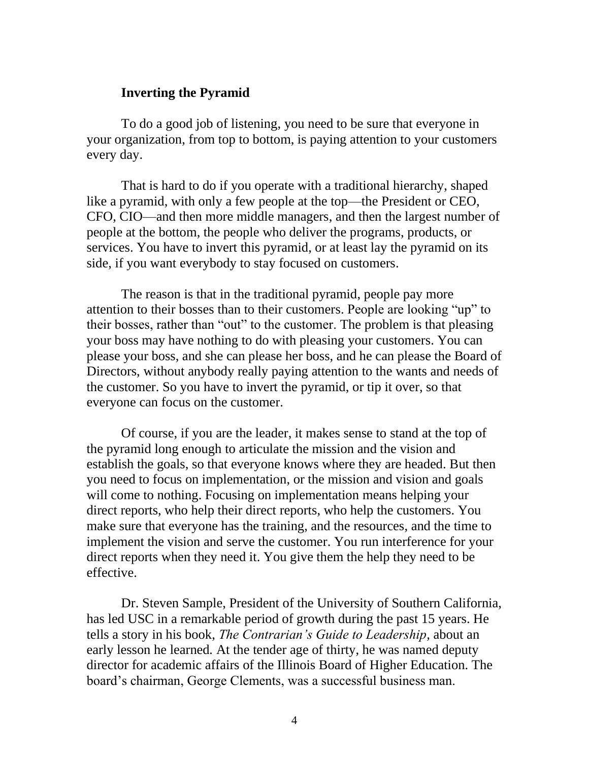### Inverting the Pyramid

To do a good job of listening, you need to be sure that everyone in your organization, from top to bottom, is paying attention to your customers every day.

That is hard to do if you operate with a traditional hierarchy, shaped like a pyramid, with only a few people at the top—the President or CEO, CFO, CIO—and then more middle managers, and then the largest number of people at the bottom, the people who deliver the programs, products, or services. You have to invert this pyramid, or at least lay the pyramid on its side, if you want everybody to stay focused on customers.

The reason is that in the traditional pyramid, people pay more attention to their bosses than to their customers. People are looking "up" to their bosses, rather than "out" to the customer. The problem is that pleasing your boss may have nothing to do with pleasing your customers. You can please your boss, and she can please her boss, and he can please the Board of Directors, without anybody really paying attention to the wants and needs of the customer. So you have to invert the pyramid, or tip it over, so that everyone can focus on the customer.

Of course, if you are the leader, it makes sense to stand at the top of the pyramid long enough to articulate the mission and the vision and establish the goals, so that everyone knows where they are headed. But then you need to focus on implementation, or the mission and vision and goals will come to nothing. Focusing on implementation means helping your direct reports, who help their direct reports, who help the customers. You make sure that everyone has the training, and the resources, and the time to implement the vision and serve the customer. You run interference for your direct reports when they need it. You give them the help they need to be effective.

Dr. Steven Sample, President of the University of Southern California, has led USC in a remarkable period of growth during the past 15 years. He tells a story in his book, *The Contrarian's Guide to Leadership*, about an early lesson he learned. At the tender age of thirty, he was named deputy director for academic affairs of the Illinois Board of Higher Education. The board's chairman, George Clements, was a successful business man.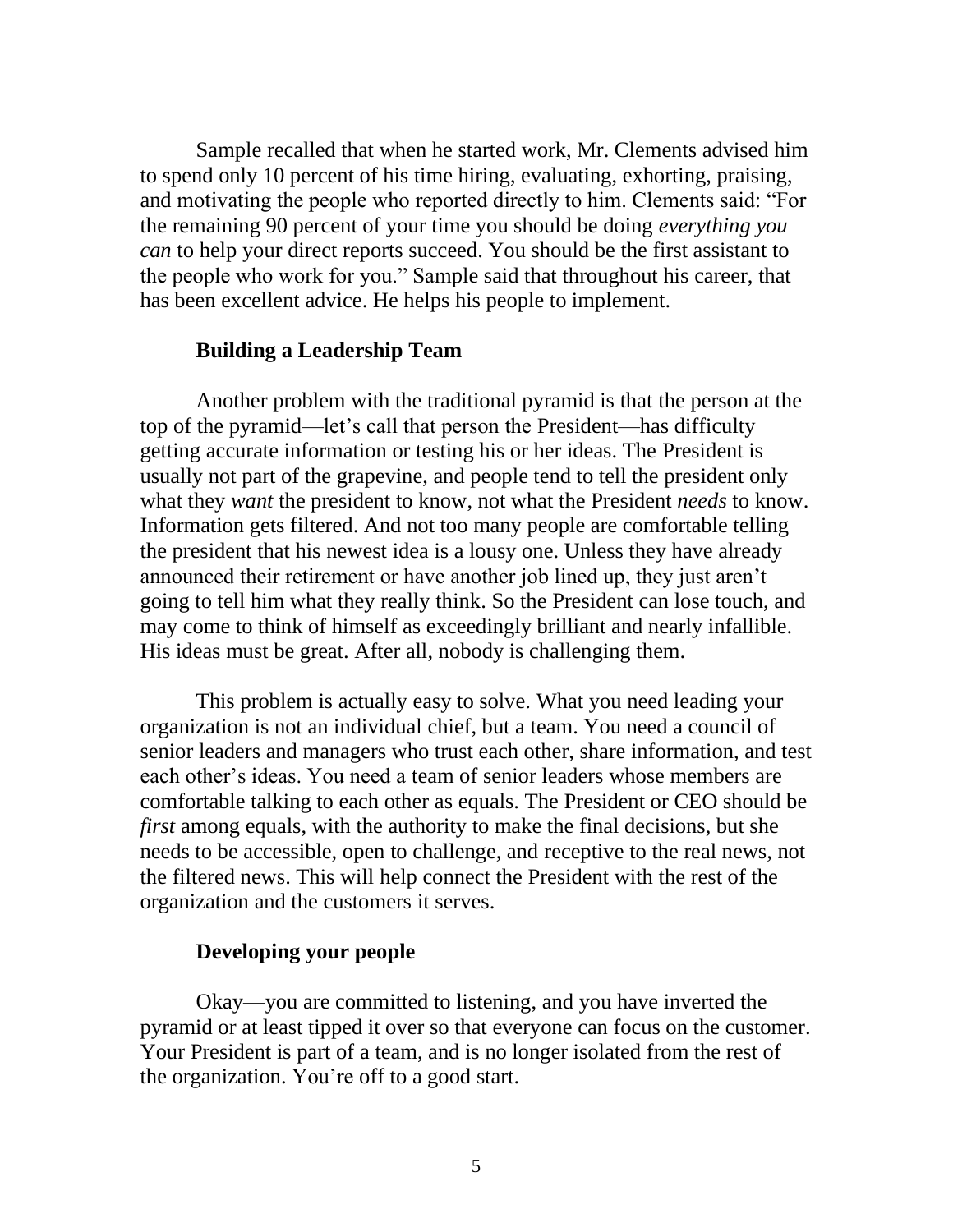Sample recalled that when he started work, Mr. Clements advised him to spend only 10 percent of his time hiring, evaluating, exhorting, praising, and motivating the people who reported directly to him. Clements said: "For the remaining 90 percent of your time you should be doing *everything you can* to help your direct reports succeed. You should be the first assistant to the people who work for you." Sample said that throughout his career, that has been excellent advice. He helps his people to implement.

## Building a Leadership Team

Another problem with the traditional pyramid is that the person at the top of the pyramid—let's call that person the President—has difficulty getting accurate information or testing his or her ideas. The President is usually not part of the grapevine, and people tend to tell the president only what they *want* the president to know, not what the President *needs* to know. Information gets filtered. And not too many people are comfortable telling the president that his newest idea is a lousy one. Unless they have already announced their retirement or have another job lined up, they just aren't going to tell him what they really think. So the President can lose touch, and may come to think of himself as exceedingly brilliant and nearly infallible. His ideas must be great. After all, nobody is challenging them.

This problem is actually easy to solve. What you need leading your organization is not an individual chief, but a team. You need a council of senior leaders and managers who trust each other, share information, and test each other's ideas. You need a team of senior leaders whose members are comfortable talking to each other as equals. The President or CEO should be *first* among equals, with the authority to make the final decisions, but she needs to be accessible, open to challenge, and receptive to the real news, not the filtered news. This will help connect the President with the rest of the organization and the customers it serves.

## Developing your people

Okay—you are committed to listening, and you have inverted the pyramid or at least tipped it over so that everyone can focus on the customer. Your President is part of a team, and is no longer isolated from the rest of the organization. You're off to a good start.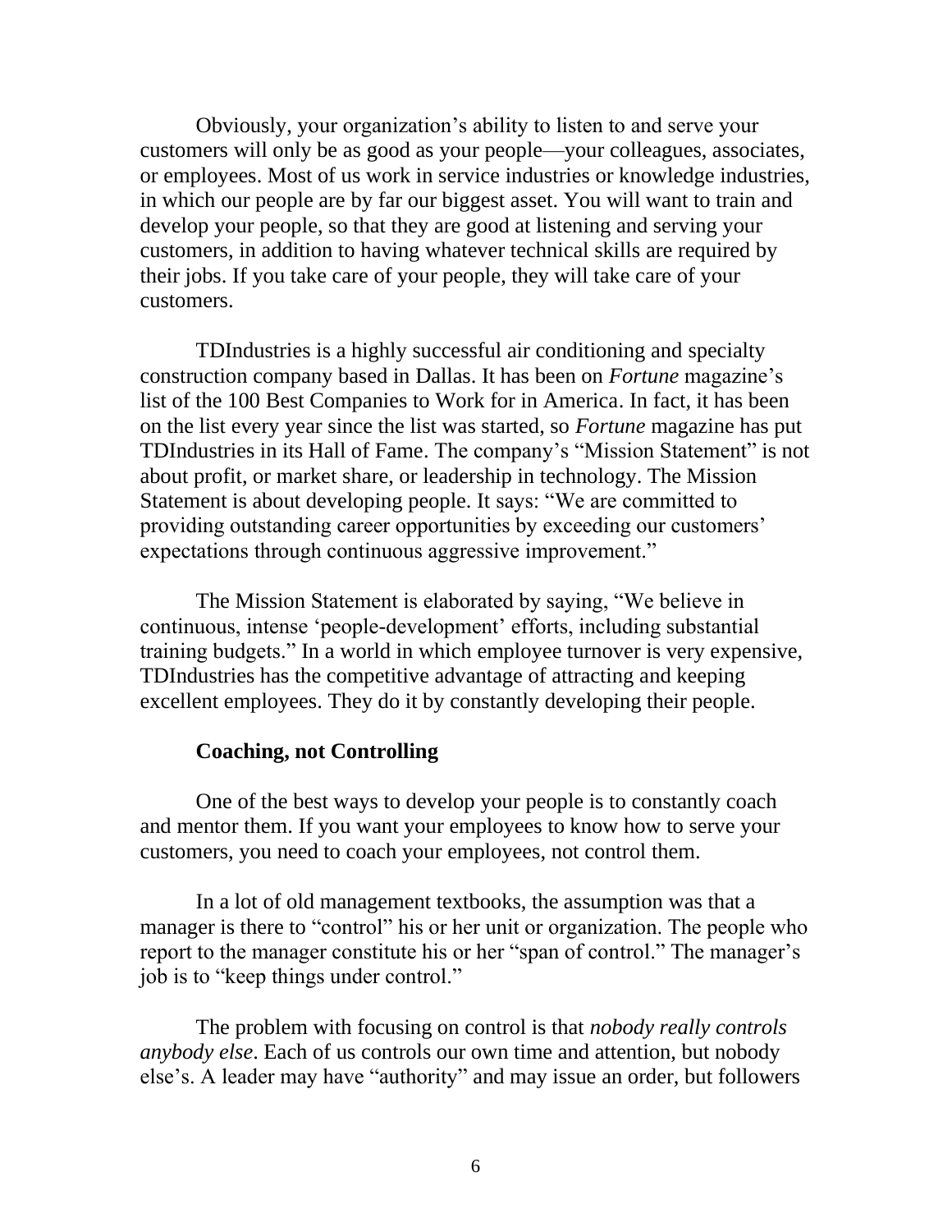Obviously, your organization's ability to listen to and serve your customers will only be as good as your people—your colleagues, associates, or employees. Most of us work in service industries or knowledge industries, in which our people are by far our biggest asset. You will want to train and develop your people, so that they are good at listening and serving your customers, in addition to having whatever technical skills are required by their jobs. If you take care of your people, they will take care of your customers.

TDIndustries is a highly successful air conditioning and specialty construction company based in Dallas. It has been on *Fortune* magazine's list of the 100 Best Companies to Work for in America. In fact, it has been on the list every year since the list was started, so *Fortune* magazine has put TDIndustries in its Hall of Fame. The company's "Mission Statement" is not about profit, or market share, or leadership in technology. The Mission Statement is about developing people. It says: "We are committed to providing outstanding career opportunities by exceeding our customers' expectations through continuous aggressive improvement."

The Mission Statement is elaborated by saying, "We believe in continuous, intense 'people-development' efforts, including substantial training budgets." In a world in which employee turnover is very expensive, TDIndustries has the competitive advantage of attracting and keeping excellent employees. They do it by constantly developing their people.

**Coaching, not Controlling**

One of the best ways to develop your people is to constantly coach and mentor them. If you want your employees to know how to serve your customers, you need to coach your employees, not control them.

In a lot of old management textbooks, the assumption was that a manager is there to "control" his or her unit or organization. The people who report to the manager constitute his or her "span of control." The manager's job is to "keep things under control."

The problem with focusing on control is that *nobody really controls anybody else*. Each of us controls our own time and attention, but nobody else's. A leader may have "authority" and may issue an order, but followers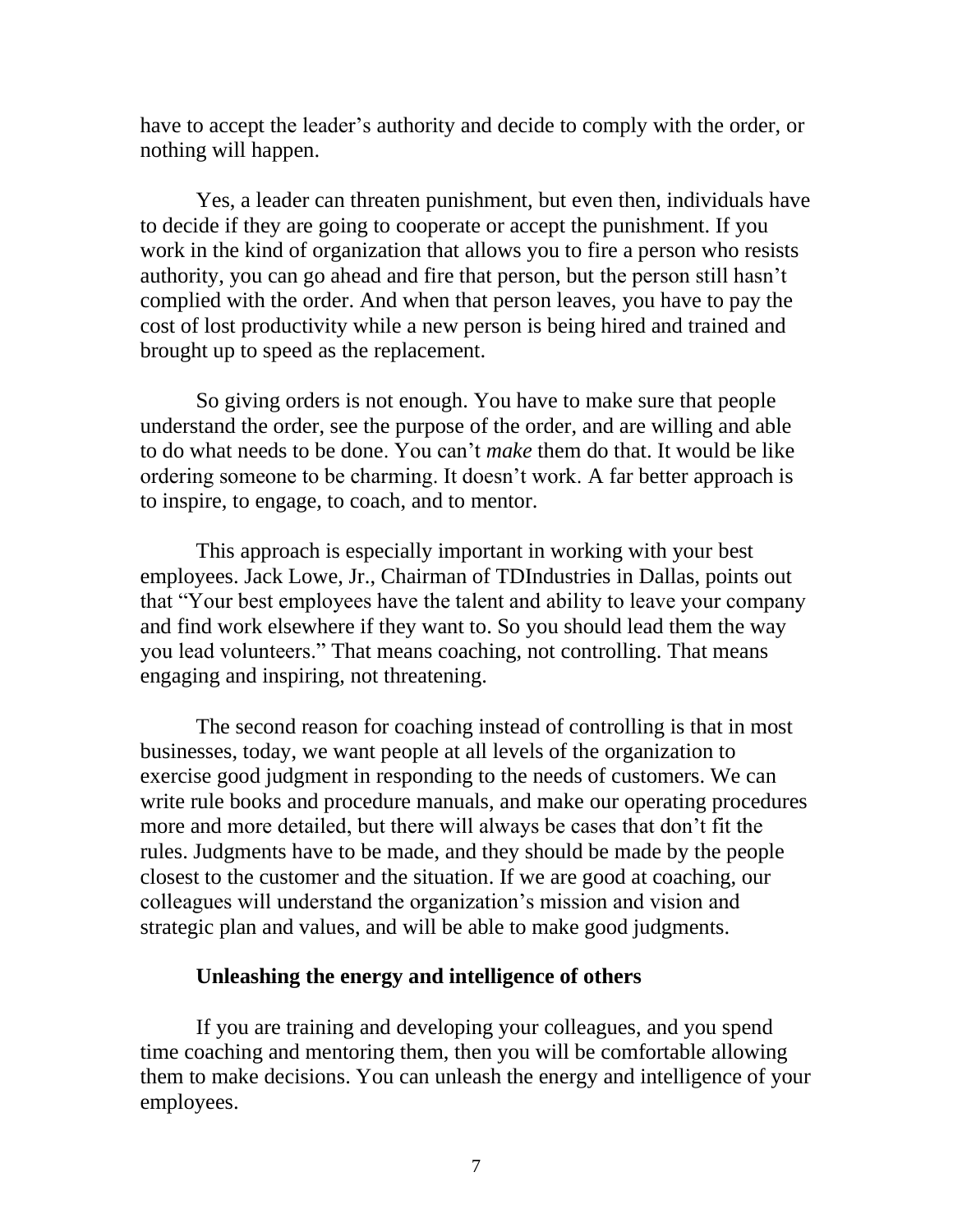have to accept the leader's authority and decide to comply with the order, or nothing will happen.

Yes, a leader can threaten punishment, but even then, individuals have to decide if they are going to cooperate or accept the punishment. If you work in the kind of organization that allows you to fire a person who resists authority, you can go ahead and fire that person, but the person still hasn't complied with the order. And when that person leaves, you have to pay the cost of lost productivity while a new person is being hired and trained and brought up to speed as the replacement.

So giving orders is not enough. You have to make sure that people understand the order, see the purpose of the order, and are willing and able to do what needs to be done. You can't *make* them do that. It would be like ordering someone to be charming. It doesn't work. A far better approach is to inspire, to engage, to coach, and to mentor.

This approach is especially important in working with your best employees. Jack Lowe, Jr., Chairman of TDIndustries in Dallas, points out that "Your best employees have the talent and ability to leave your company and find work elsewhere if they want to. So you should lead them the way you lead volunteers." That means coaching, not controlling. That means engaging and inspiring, not threatening.

The second reason for coaching instead of controlling is that in most businesses, today, we want people at all levels of the organization to exercise good judgment in responding to the needs of customers. We can write rule books and procedure manuals, and make our operating procedures more and more detailed, but there will always be cases that don't fit the rules. Judgments have to be made, and they should be made by the people closest to the customer and the situation. If we are good at coaching, our colleagues will understand the organization's mission and vision and strategic plan and values, and will be able to make good judgments.

**Unleashing the energy and intelligence of others**

If you are training and developing your colleagues, and you spend time coaching and mentoring them, then you will be comfortable allowing them to make decisions. You can unleash the energy and intelligence of your employees.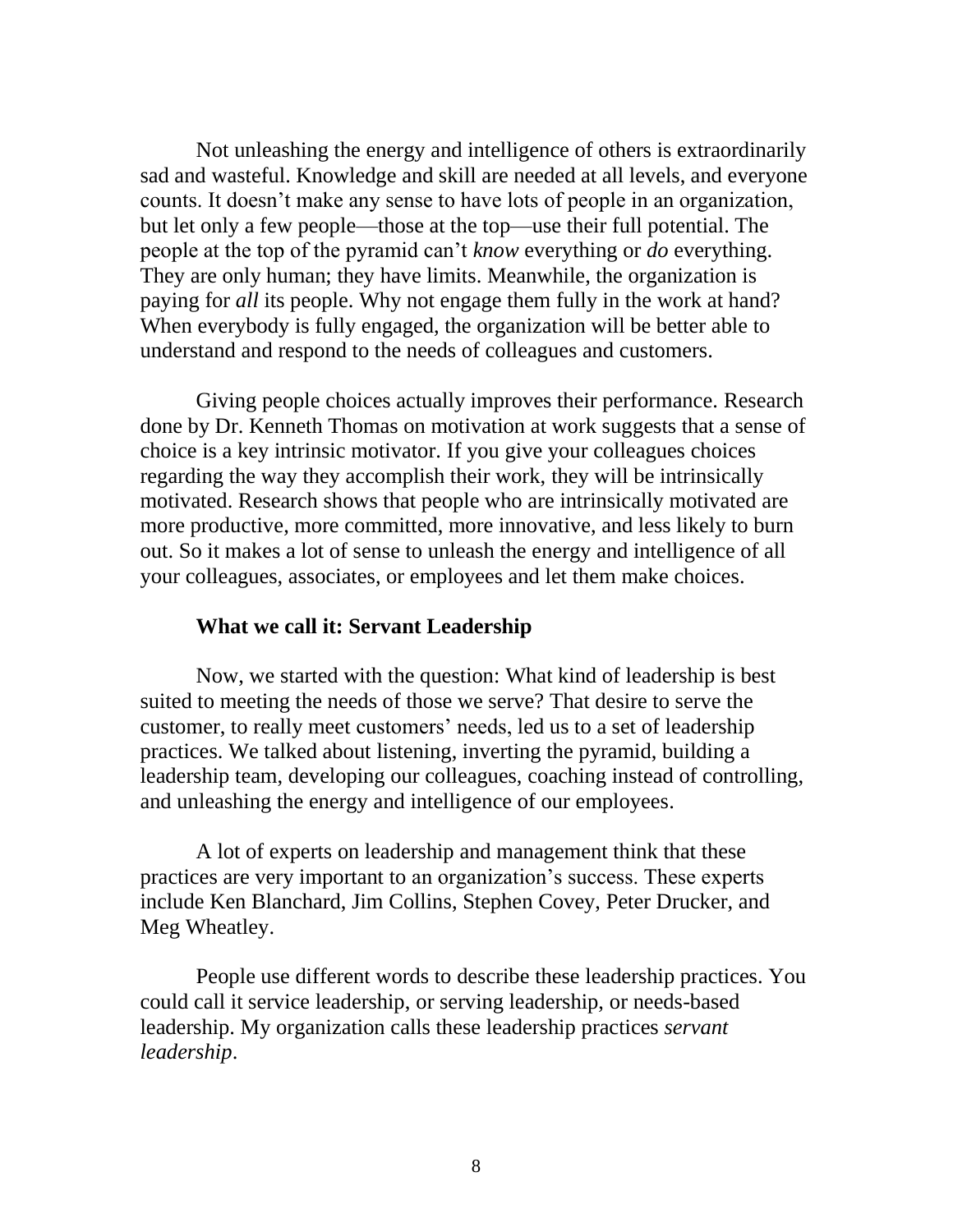Not unleashing the energy and intelligence of others is extraordinarily sad and wasteful. Knowledge and skill are needed at all levels, and everyone counts. It doesn't make any sense to have lots of people in an organization, but let only a few people—those at the top—use their full potential. The people at the top of the pyramid can't *know* everything or *do* everything. They are only human; they have limits. Meanwhile, the organization is paying for *all* its people. Why not engage them fully in the work at hand? When everybody is fully engaged, the organization will be better able to understand and respond to the needs of colleagues and customers.

Giving people choices actually improves their performance. Research done by Dr. Kenneth Thomas on motivation at work suggests that a sense of choice is a key intrinsic motivator. If you give your colleagues choices regarding the way they accomplish their work, they will be intrinsically motivated. Research shows that people who are intrinsically motivated are more productive, more committed, more innovative, and less likely to burn out. So it makes a lot of sense to unleash the energy and intelligence of all your colleagues, associates, or employees and let them make choices.

### What we call it: Servant Leadership

Now, we started with the question: What kind of leadership is best suited to meeting the needs of those we serve? That desire to serve the customer, to really meet customers' needs, led us to a set of leadership practices. We talked about listening, inverting the pyramid, building a leadership team, developing our colleagues, coaching instead of controlling, and unleashing the energy and intelligence of our employees.

A lot of experts on leadership and management think that these practices are very important to an organization's success. These experts include Ken Blanchard, Jim Collins, Stephen Covey, Peter Drucker, and Meg Wheatley.

People use different words to describe these leadership practices. You could call it service leadership, or serving leadership, or needs-based leadership. My organization calls these leadership practices *servant leadership*.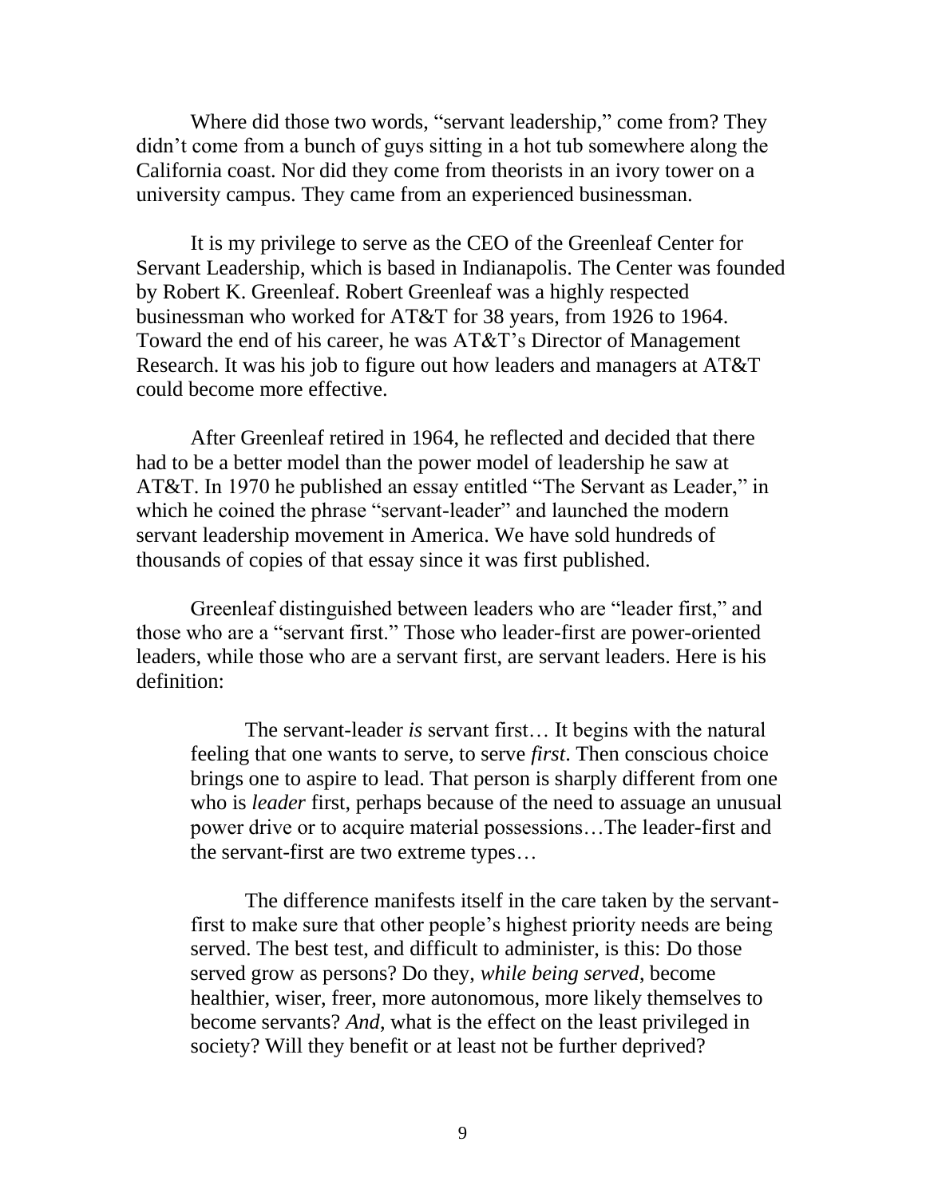Where did those two words, "servant leadership," come from? They didn't come from a bunch of guys sitting in a hot tub somewhere along the California coast. Nor did they come from theorists in an ivory tower on a university campus. They came from an experienced businessman.

It is my privilege to serve as the CEO of the Greenleaf Center for Servant Leadership, which is based in Indianapolis. The Center was founded by Robert K. Greenleaf. Robert Greenleaf was a highly respected businessman who worked for AT&T for 38 years, from 1926 to 1964. Toward the end of his career, he was AT&T's Director of Management Research. It was his job to figure out how leaders and managers at AT&T could become more effective.

After Greenleaf retired in 1964, he reflected and decided that there had to be a better model than the power model of leadership he saw at AT&T. In 1970 he published an essay entitled "The Servant as Leader," in which he coined the phrase "servant-leader" and launched the modern servant leadership movement in America. We have sold hundreds of thousands of copies of that essay since it was first published.

Greenleaf distinguished between leaders who are "leader first," and those who are a "servant first." Those who leader-first are power-oriented leaders, while those who are a servant first, are servant leaders. Here is his definition:

> The servant-leader *is* servant first… It begins with the natural feeling that one wants to serve, to serve *first*. Then conscious choice brings one to aspire to lead. That person is sharply different from one who is *leader* first, perhaps because of the need to assuage an unusual power drive or to acquire material possessions…The leader-first and the servant-first are two extreme types…
>
> The difference manifests itself in the care taken by the servant-first to make sure that other people's highest priority needs are being served. The best test, and difficult to administer, is this: Do those served grow as persons? Do they, *while being served*, become healthier, wiser, freer, more autonomous, more likely themselves to become servants? *And*, what is the effect on the least privileged in society? Will they benefit or at least not be further deprived?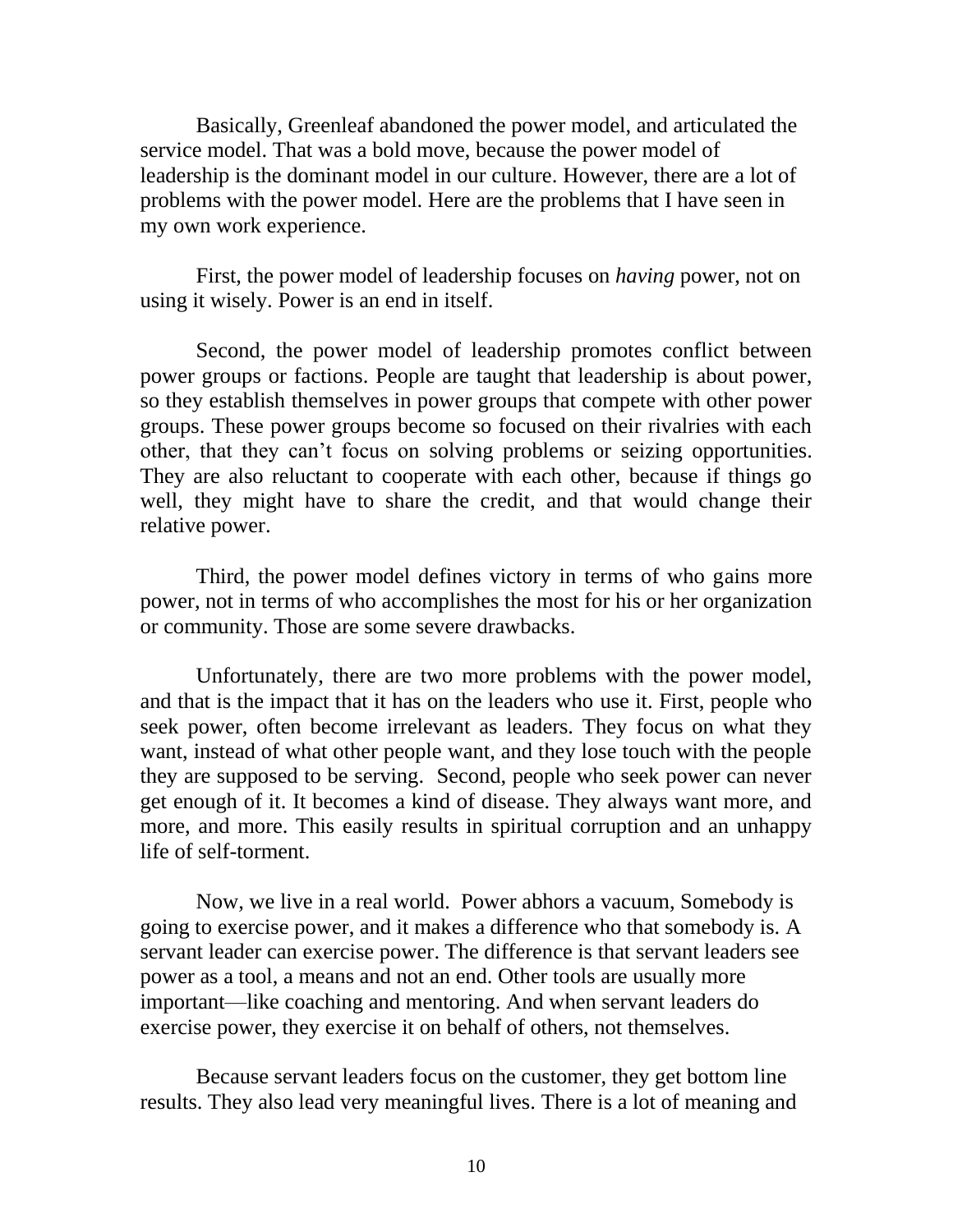Basically, Greenleaf abandoned the power model, and articulated the service model. That was a bold move, because the power model of leadership is the dominant model in our culture. However, there are a lot of problems with the power model. Here are the problems that I have seen in my own work experience.

First, the power model of leadership focuses on *having* power, not on using it wisely. Power is an end in itself.

Second, the power model of leadership promotes conflict between power groups or factions. People are taught that leadership is about power, so they establish themselves in power groups that compete with other power groups. These power groups become so focused on their rivalries with each other, that they can't focus on solving problems or seizing opportunities. They are also reluctant to cooperate with each other, because if things go well, they might have to share the credit, and that would change their relative power.

Third, the power model defines victory in terms of who gains more power, not in terms of who accomplishes the most for his or her organization or community. Those are some severe drawbacks.

Unfortunately, there are two more problems with the power model, and that is the impact that it has on the leaders who use it. First, people who seek power, often become irrelevant as leaders. They focus on what they want, instead of what other people want, and they lose touch with the people they are supposed to be serving. Second, people who seek power can never get enough of it. It becomes a kind of disease. They always want more, and more, and more. This easily results in spiritual corruption and an unhappy life of self-torment.

Now, we live in a real world. Power abhors a vacuum, Somebody is going to exercise power, and it makes a difference who that somebody is. A servant leader can exercise power. The difference is that servant leaders see power as a tool, a means and not an end. Other tools are usually more important—like coaching and mentoring. And when servant leaders do exercise power, they exercise it on behalf of others, not themselves.

Because servant leaders focus on the customer, they get bottom line results. They also lead very meaningful lives. There is a lot of meaning and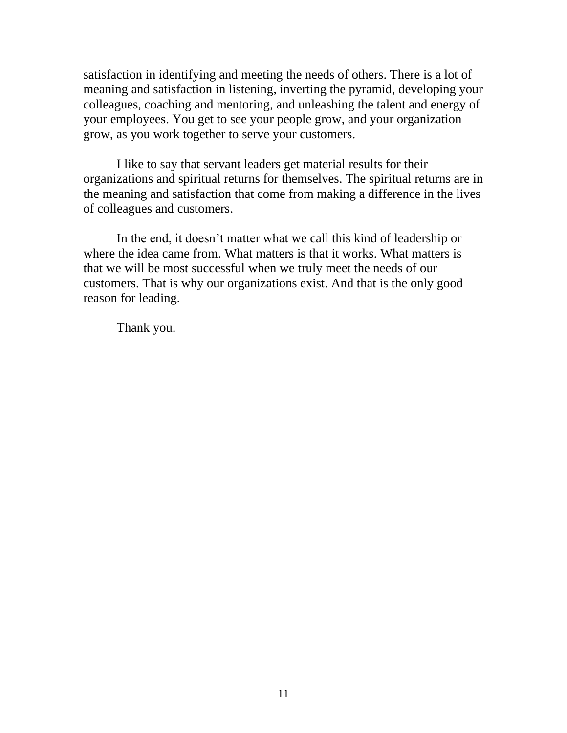satisfaction in identifying and meeting the needs of others. There is a lot of meaning and satisfaction in listening, inverting the pyramid, developing your colleagues, coaching and mentoring, and unleashing the talent and energy of your employees. You get to see your people grow, and your organization grow, as you work together to serve your customers.

I like to say that servant leaders get material results for their organizations and spiritual returns for themselves. The spiritual returns are in the meaning and satisfaction that come from making a difference in the lives of colleagues and customers.

In the end, it doesn't matter what we call this kind of leadership or where the idea came from. What matters is that it works. What matters is that we will be most successful when we truly meet the needs of our customers. That is why our organizations exist. And that is the only good reason for leading.

Thank you.